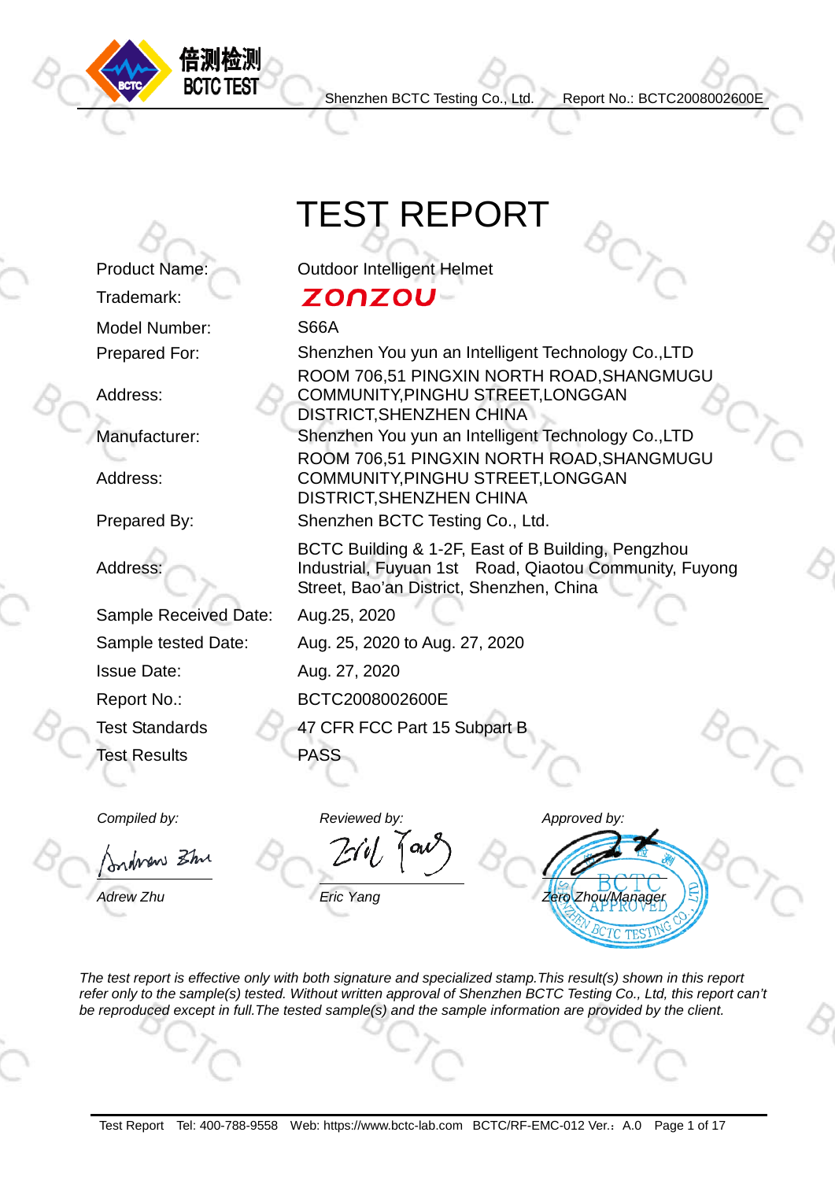# TEST REPORT

| | |
|---|---|
| Product Name: | Outdoor Intelligent Helmet |
| Trademark: | ZONZOU |
| Model Number: | S66A |
| Prepared For: | Shenzhen You yun an Intelligent Technology Co.,LTD |
| Address: | ROOM 706,51 PINGXIN NORTH ROAD,SHANGMUGU COMMUNITY,PINGHU STREET,LONGGAN DISTRICT,SHENZHEN CHINA |
| Manufacturer: | Shenzhen You yun an Intelligent Technology Co.,LTD |
| Address: | ROOM 706,51 PINGXIN NORTH ROAD,SHANGMUGU COMMUNITY,PINGHU STREET,LONGGAN DISTRICT,SHENZHEN CHINA |
| Prepared By: | Shenzhen BCTC Testing Co., Ltd. |
| Address: | BCTC Building & 1-2F, East of B Building, Pengzhou Industrial, Fuyuan 1st Road, Qiaotou Community, Fuyong Street, Bao'an District, Shenzhen, China |
| Sample Received Date: | Aug.25, 2020 |
| Sample tested Date: | Aug. 25, 2020 to Aug. 27, 2020 |
| Issue Date: | Aug. 27, 2020 |
| Report No.: | BCTC2008002600E |
| Test Standards | 47 CFR FCC Part 15 Subpart B |
| Test Results | PASS |

| *Compiled by:* | *Reviewed by:* | *Approved by:* |
|---|---|---|
| *Adrew Zhu* | *Eric Yang* | *Zero Zhou/Manager* |

*The test report is effective only with both signature and specialized stamp.This result(s) shown in this report refer only to the sample(s) tested. Without written approval of Shenzhen BCTC Testing Co., Ltd, this report can't be reproduced except in full.The tested sample(s) and the sample information are provided by the client.*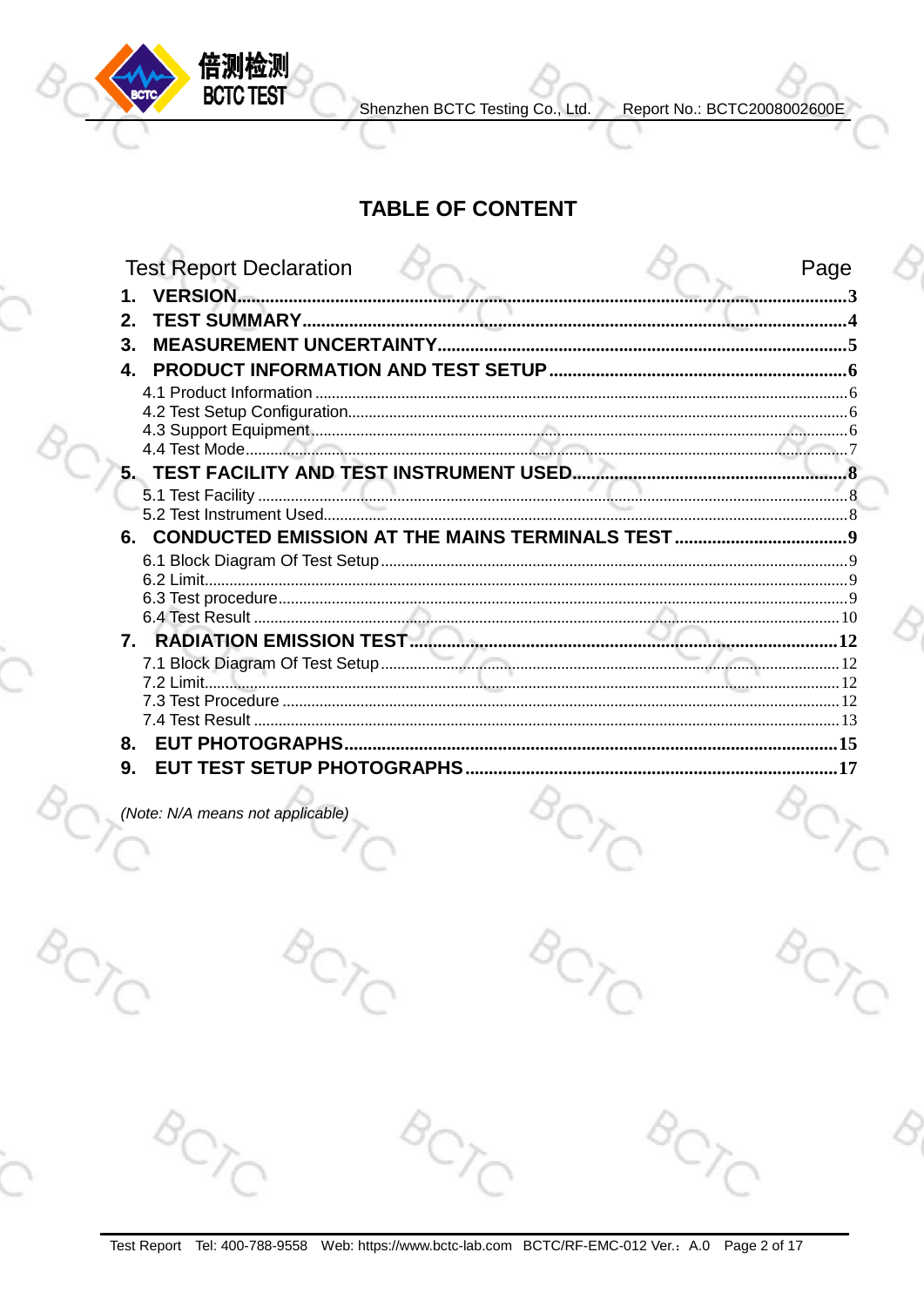# TABLE OF CONTENT

| Test Report Declaration | Page |
|---|---|
| **1. VERSION** | **3** |
| **2. TEST SUMMARY** | **4** |
| **3. MEASUREMENT UNCERTAINTY** | **5** |
| **4. PRODUCT INFORMATION AND TEST SETUP** | **6** |
| 4.1 Product Information | 6 |
| 4.2 Test Setup Configuration | 6 |
| 4.3 Support Equipment | 6 |
| 4.4 Test Mode | 7 |
| **5. TEST FACILITY AND TEST INSTRUMENT USED** | **8** |
| 5.1 Test Facility | 8 |
| 5.2 Test Instrument Used | 8 |
| **6. CONDUCTED EMISSION AT THE MAINS TERMINALS TEST** | **9** |
| 6.1 Block Diagram Of Test Setup | 9 |
| 6.2 Limit | 9 |
| 6.3 Test procedure | 9 |
| 6.4 Test Result | 10 |
| **7. RADIATION EMISSION TEST** | **12** |
| 7.1 Block Diagram Of Test Setup | 12 |
| 7.2 Limit | 12 |
| 7.3 Test Procedure | 12 |
| 7.4 Test Result | 13 |
| **8. EUT PHOTOGRAPHS** | **15** |
| **9. EUT TEST SETUP PHOTOGRAPHS** | **17** |

*(Note: N/A means not applicable)*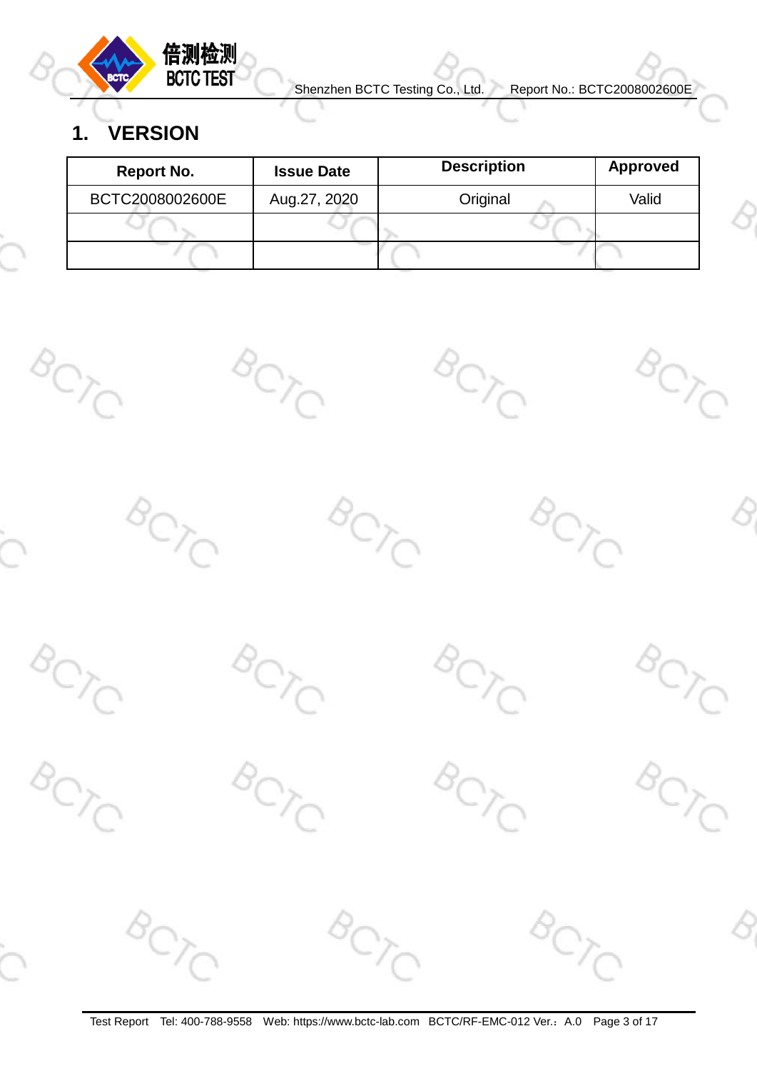# 1. VERSION

| Report No. | Issue Date | Description | Approved |
|---|---|---|---|
| BCTC2008002600E | Aug.27, 2020 | Original | Valid |
| | | | |
| | | | |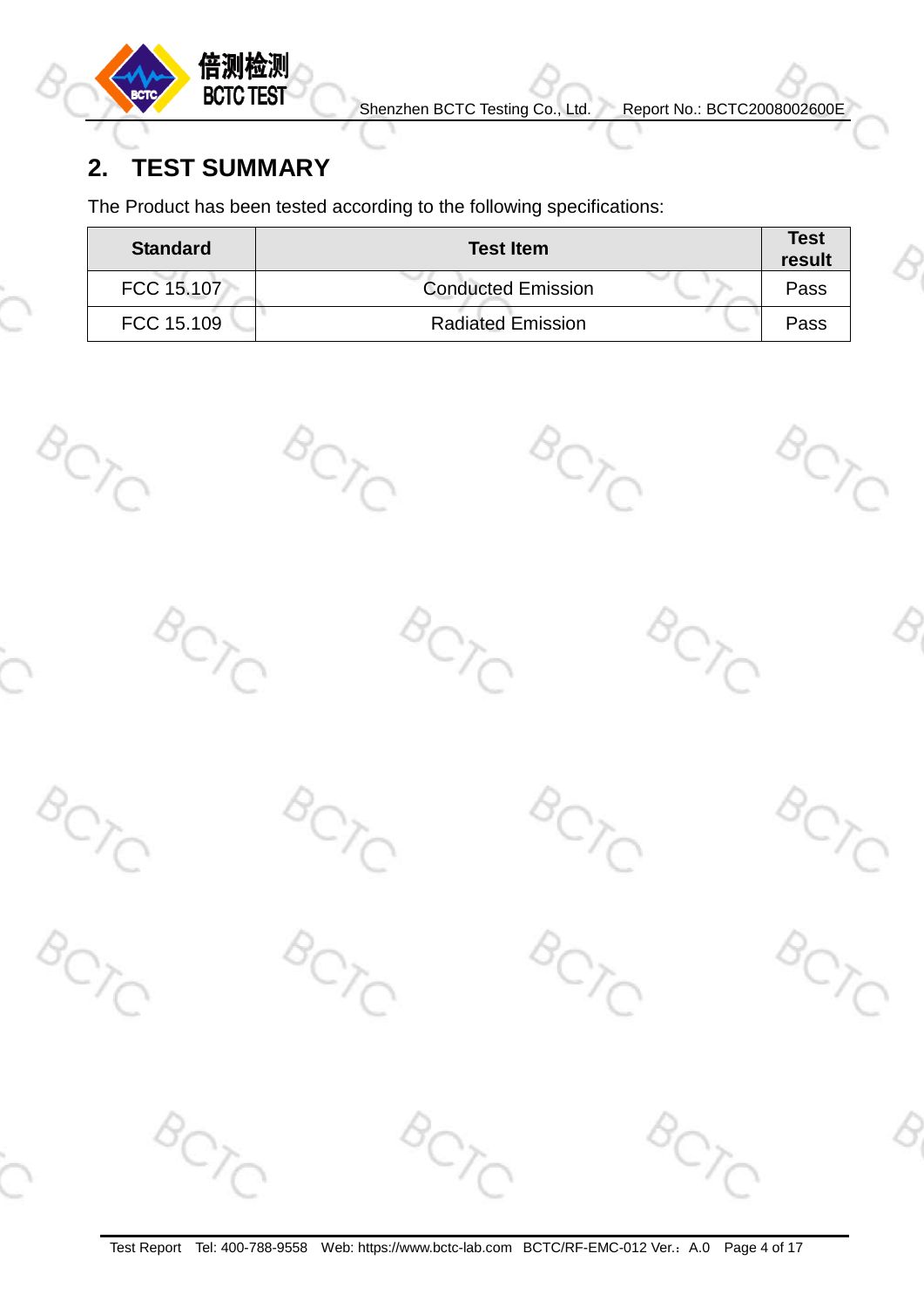## 2. TEST SUMMARY

The Product has been tested according to the following specifications:

| Standard | Test Item | Test result |
|---|---|---|
| FCC 15.107 | Conducted Emission | Pass |
| FCC 15.109 | Radiated Emission | Pass |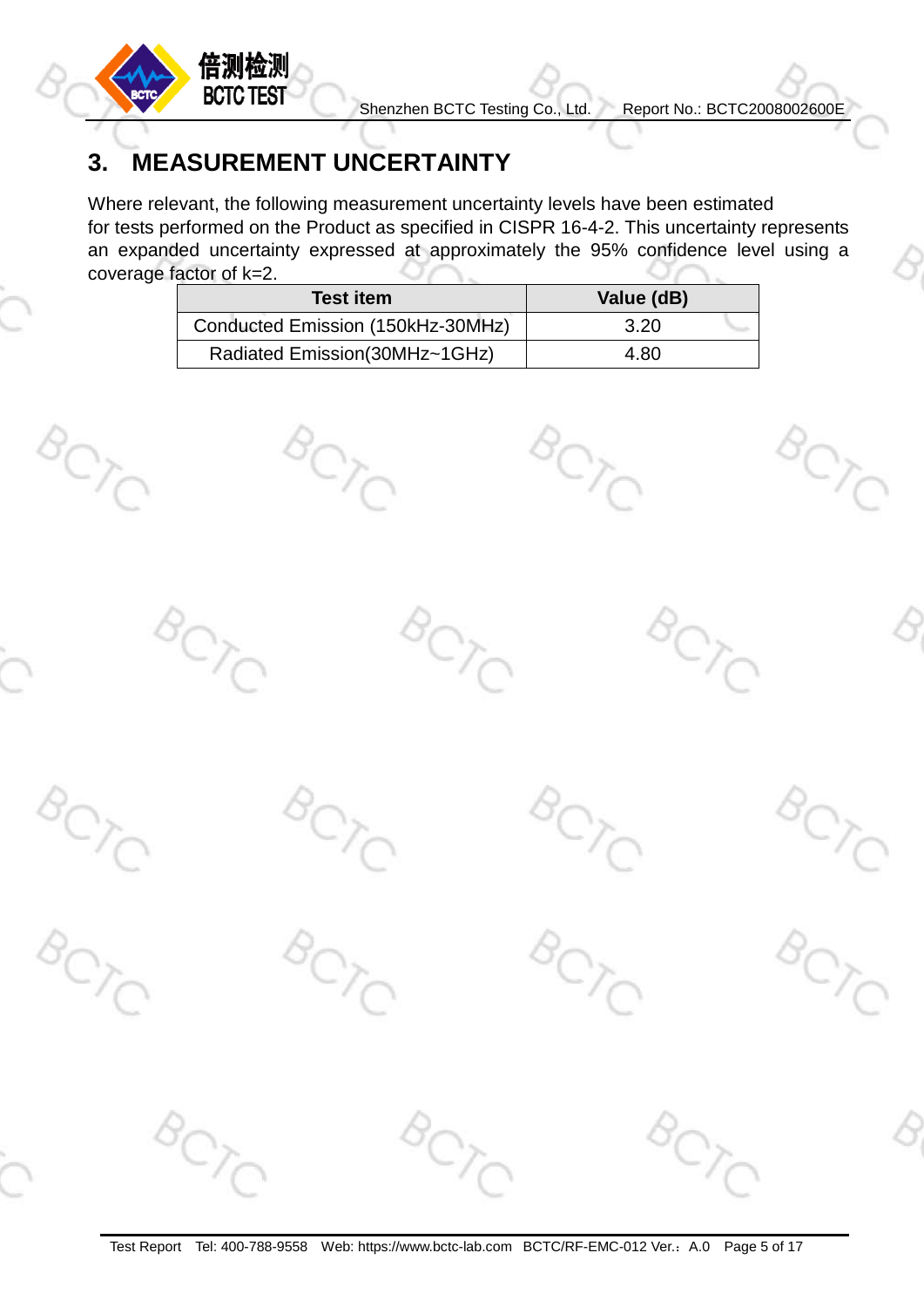# 3. MEASUREMENT UNCERTAINTY

Where relevant, the following measurement uncertainty levels have been estimated for tests performed on the Product as specified in CISPR 16-4-2. This uncertainty represents an expanded uncertainty expressed at approximately the 95% confidence level using a coverage factor of k=2.

| Test item | Value (dB) |
| --- | --- |
| Conducted Emission (150kHz-30MHz) | 3.20 |
| Radiated Emission(30MHz~1GHz) | 4.80 |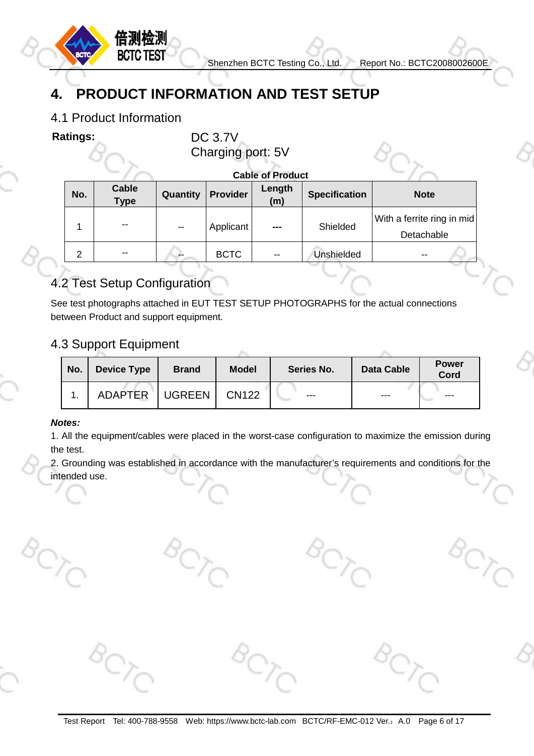# 4. PRODUCT INFORMATION AND TEST SETUP

## 4.1 Product Information

**Ratings:** DC 3.7V
Charging port: 5V

**Cable of Product**

| No. | Cable Type | Quantity | Provider | Length (m) | Specification | Note |
|---|---|---|---|---|---|---|
| 1 | -- | -- | Applicant | --- | Shielded | With a ferrite ring in mid<br>Detachable |
| 2 | -- | -- | BCTC | -- | Unshielded | -- |

## 4.2 Test Setup Configuration

See test photographs attached in EUT TEST SETUP PHOTOGRAPHS for the actual connections between Product and support equipment.

## 4.3 Support Equipment

| No. | Device Type | Brand | Model | Series No. | Data Cable | Power Cord |
|---|---|---|---|---|---|---|
| 1. | ADAPTER | UGREEN | CN122 | --- | --- | --- |

***Notes:***

1. All the equipment/cables were placed in the worst-case configuration to maximize the emission during the test.
2. Grounding was established in accordance with the manufacturer's requirements and conditions for the intended use.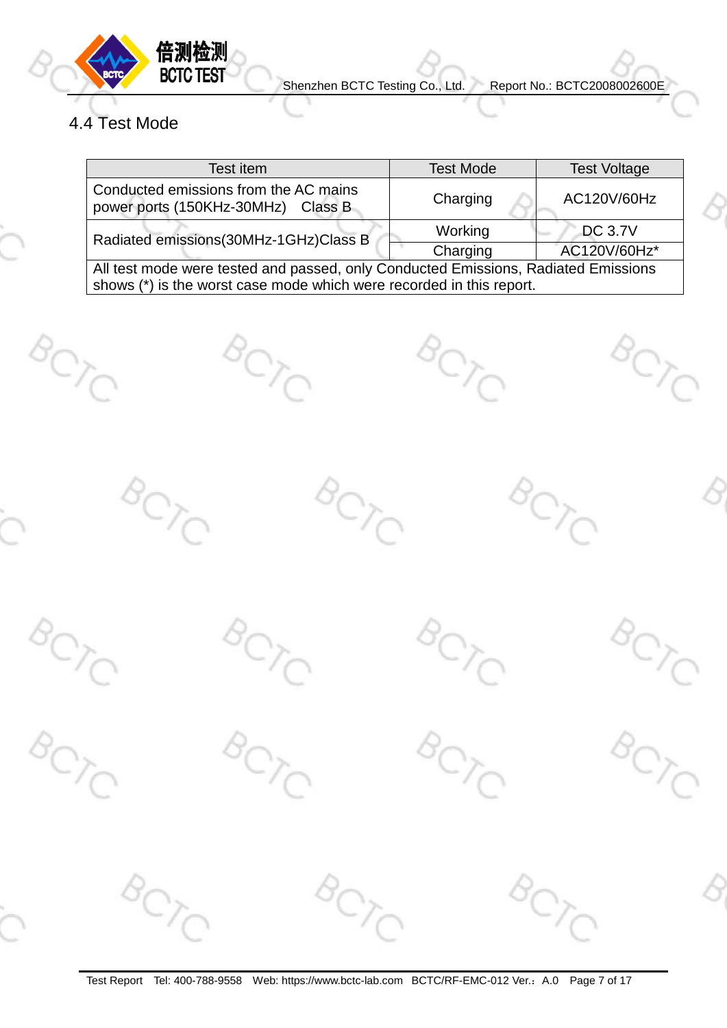## 4.4 Test Mode

| Test item | Test Mode | Test Voltage |
|---|---|---|
| Conducted emissions from the AC mains power ports (150KHz-30MHz) Class B | Charging | AC120V/60Hz |
| Radiated emissions(30MHz-1GHz)Class B | Working | DC 3.7V |
| | Charging | AC120V/60Hz* |
| All test mode were tested and passed, only Conducted Emissions, Radiated Emissions shows (*) is the worst case mode which were recorded in this report. | | |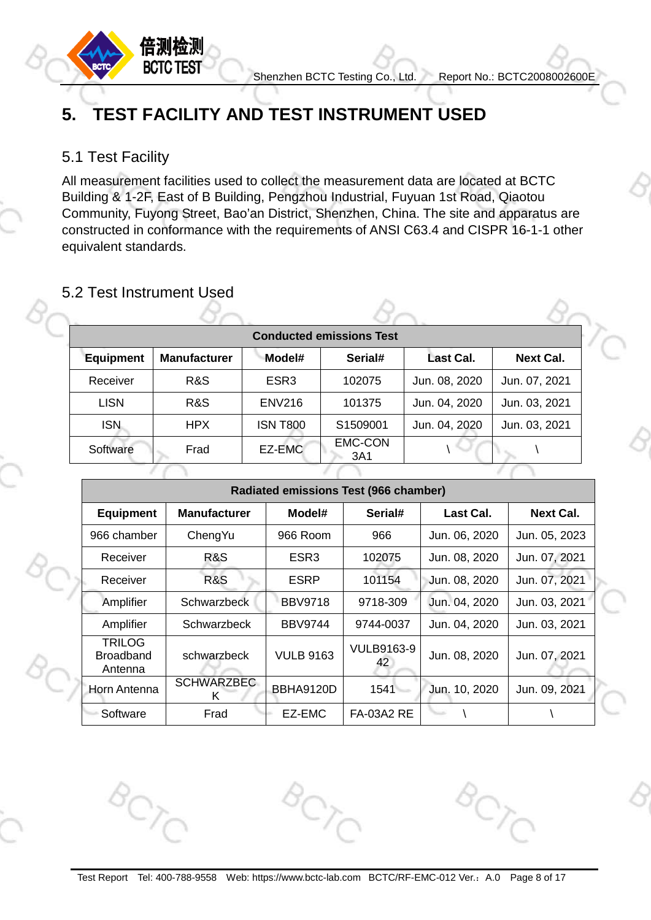# 5. TEST FACILITY AND TEST INSTRUMENT USED

## 5.1 Test Facility

All measurement facilities used to collect the measurement data are located at BCTC Building & 1-2F, East of B Building, Pengzhou Industrial, Fuyuan 1st Road, Qiaotou Community, Fuyong Street, Bao'an District, Shenzhen, China. The site and apparatus are constructed in conformance with the requirements of ANSI C63.4 and CISPR 16-1-1 other equivalent standards.

## 5.2 Test Instrument Used

| Conducted emissions Test | | | | | |
|---|---|---|---|---|---|
| **Equipment** | **Manufacturer** | **Model#** | **Serial#** | **Last Cal.** | **Next Cal.** |
| Receiver | R&S | ESR3 | 102075 | Jun. 08, 2020 | Jun. 07, 2021 |
| LISN | R&S | ENV216 | 101375 | Jun. 04, 2020 | Jun. 03, 2021 |
| ISN | HPX | ISN T800 | S1509001 | Jun. 04, 2020 | Jun. 03, 2021 |
| Software | Frad | EZ-EMC | EMC-CON 3A1 | \ | \ |

| Radiated emissions Test (966 chamber) | | | | | |
|---|---|---|---|---|---|
| **Equipment** | **Manufacturer** | **Model#** | **Serial#** | **Last Cal.** | **Next Cal.** |
| 966 chamber | ChengYu | 966 Room | 966 | Jun. 06, 2020 | Jun. 05, 2023 |
| Receiver | R&S | ESR3 | 102075 | Jun. 08, 2020 | Jun. 07, 2021 |
| Receiver | R&S | ESRP | 101154 | Jun. 08, 2020 | Jun. 07, 2021 |
| Amplifier | Schwarzbeck | BBV9718 | 9718-309 | Jun. 04, 2020 | Jun. 03, 2021 |
| Amplifier | Schwarzbeck | BBV9744 | 9744-0037 | Jun. 04, 2020 | Jun. 03, 2021 |
| TRILOG Broadband Antenna | schwarzbeck | VULB 9163 | VULB9163-942 | Jun. 08, 2020 | Jun. 07, 2021 |
| Horn Antenna | SCHWARZBECK | BBHA9120D | 1541 | Jun. 10, 2020 | Jun. 09, 2021 |
| Software | Frad | EZ-EMC | FA-03A2 RE | \ | \ |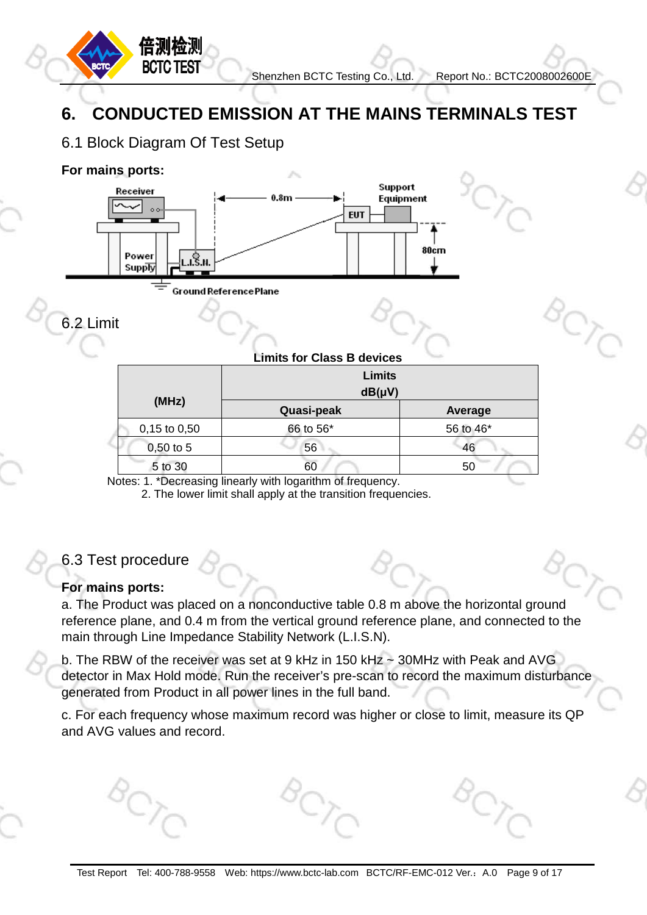# 6. CONDUCTED EMISSION AT THE MAINS TERMINALS TEST

## 6.1 Block Diagram Of Test Setup

**For mains ports:**

## 6.2 Limit

**Limits for Class B devices**

| (MHz) | Limits dB(μV) | |
|---|---|---|
| | Quasi-peak | Average |
| 0,15 to 0,50 | 66 to 56* | 56 to 46* |
| 0,50 to 5 | 56 | 46 |
| 5 to 30 | 60 | 50 |

Notes: 1. *Decreasing linearly with logarithm of frequency.
2. The lower limit shall apply at the transition frequencies.

## 6.3 Test procedure

**For mains ports:**

a. The Product was placed on a nonconductive table 0.8 m above the horizontal ground reference plane, and 0.4 m from the vertical ground reference plane, and connected to the main through Line Impedance Stability Network (L.I.S.N).

b. The RBW of the receiver was set at 9 kHz in 150 kHz ~ 30MHz with Peak and AVG detector in Max Hold mode. Run the receiver's pre-scan to record the maximum disturbance generated from Product in all power lines in the full band.

c. For each frequency whose maximum record was higher or close to limit, measure its QP and AVG values and record.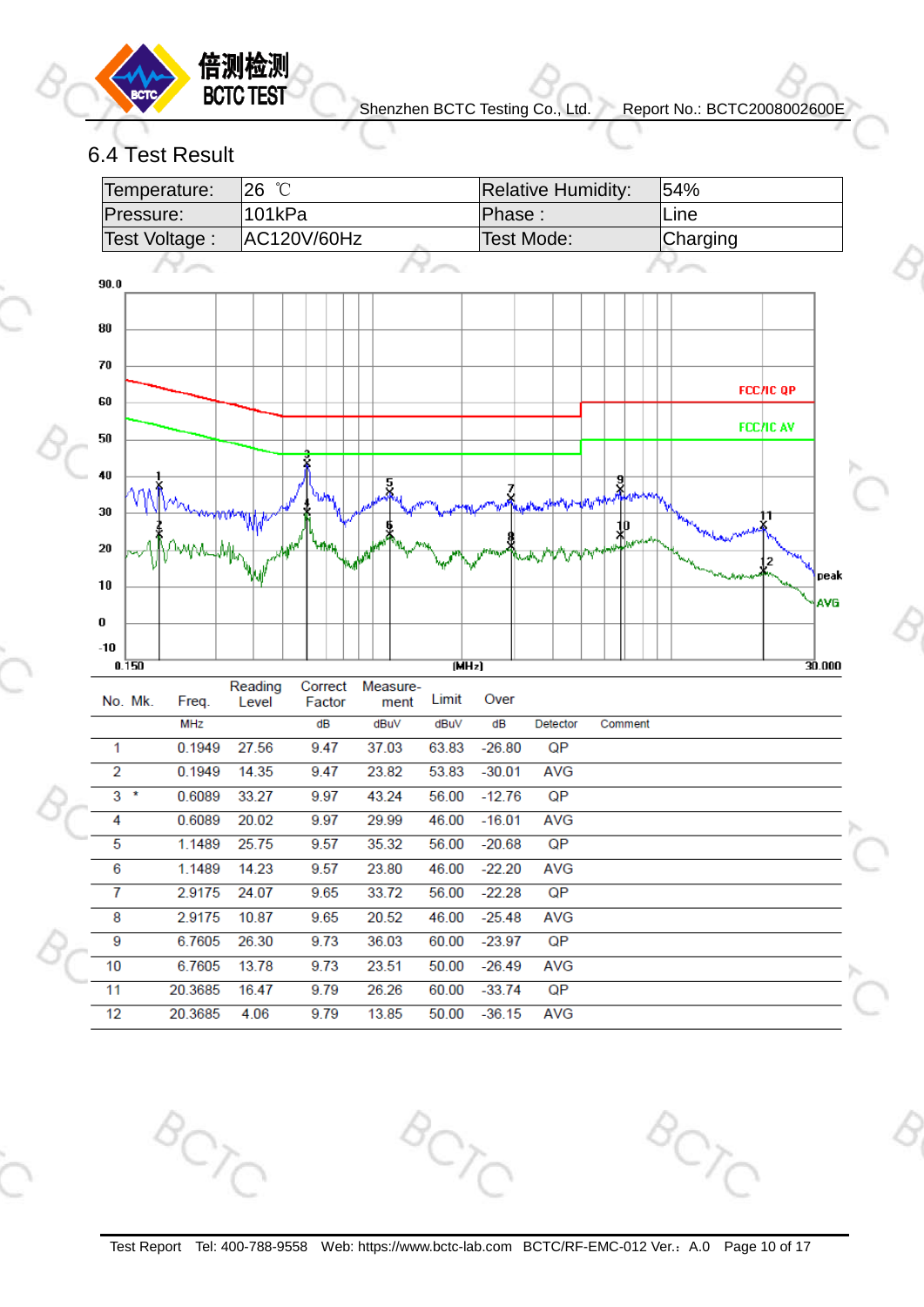## 6.4 Test Result

| Temperature: | 26 ℃ | Relative Humidity: | 54% |
|---|---|---|---|
| Pressure: | 101kPa | Phase : | Line |
| Test Voltage : | AC120V/60Hz | Test Mode: | Charging |

| No. | Mk. | Freq. | Reading Level | Correct Factor | Measure-ment | Limit | Over | Detector | Comment |
|---|---|---|---|---|---|---|---|---|---|
| | | MHz | | dB | dBuV | dBuV | dB | | |
| 1 | | 0.1949 | 27.56 | 9.47 | 37.03 | 63.83 | -26.80 | QP | |
| 2 | | 0.1949 | 14.35 | 9.47 | 23.82 | 53.83 | -30.01 | AVG | |
| 3 | * | 0.6089 | 33.27 | 9.97 | 43.24 | 56.00 | -12.76 | QP | |
| 4 | | 0.6089 | 20.02 | 9.97 | 29.99 | 46.00 | -16.01 | AVG | |
| 5 | | 1.1489 | 25.75 | 9.57 | 35.32 | 56.00 | -20.68 | QP | |
| 6 | | 1.1489 | 14.23 | 9.57 | 23.80 | 46.00 | -22.20 | AVG | |
| 7 | | 2.9175 | 24.07 | 9.65 | 33.72 | 56.00 | -22.28 | QP | |
| 8 | | 2.9175 | 10.87 | 9.65 | 20.52 | 46.00 | -25.48 | AVG | |
| 9 | | 6.7605 | 26.30 | 9.73 | 36.03 | 60.00 | -23.97 | QP | |
| 10 | | 6.7605 | 13.78 | 9.73 | 23.51 | 50.00 | -26.49 | AVG | |
| 11 | | 20.3685 | 16.47 | 9.79 | 26.26 | 60.00 | -33.74 | QP | |
| 12 | | 20.3685 | 4.06 | 9.79 | 13.85 | 50.00 | -36.15 | AVG | |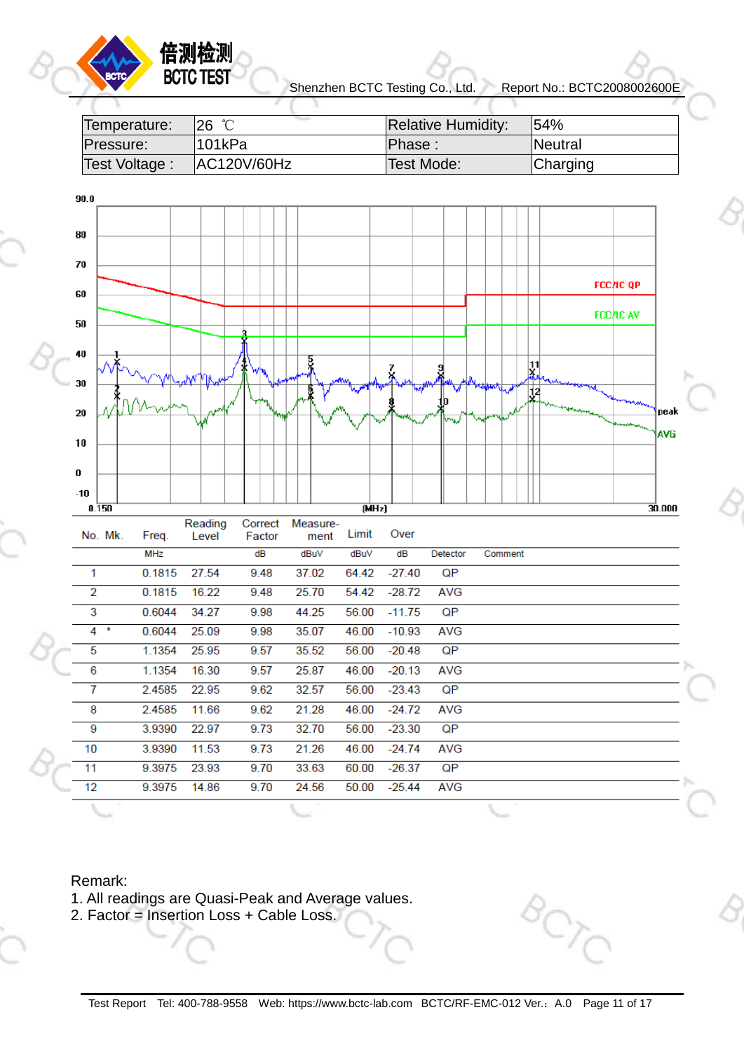| Temperature: | 26 ℃ | Relative Humidity: | 54% |
|---|---|---|---|
| Pressure: | 101kPa | Phase : | Neutral |
| Test Voltage : | AC120V/60Hz | Test Mode: | Charging |

| No. | Mk. | Freq. | Reading Level | Correct Factor | Measure-ment | Limit | Over | Detector | Comment |
|---|---|---|---|---|---|---|---|---|---|
| | | MHz | | dB | dBuV | dBuV | dB | | |
| 1 | | 0.1815 | 27.54 | 9.48 | 37.02 | 64.42 | -27.40 | QP | |
| 2 | | 0.1815 | 16.22 | 9.48 | 25.70 | 54.42 | -28.72 | AVG | |
| 3 | | 0.6044 | 34.27 | 9.98 | 44.25 | 56.00 | -11.75 | QP | |
| 4 | * | 0.6044 | 25.09 | 9.98 | 35.07 | 46.00 | -10.93 | AVG | |
| 5 | | 1.1354 | 25.95 | 9.57 | 35.52 | 56.00 | -20.48 | QP | |
| 6 | | 1.1354 | 16.30 | 9.57 | 25.87 | 46.00 | -20.13 | AVG | |
| 7 | | 2.4585 | 22.95 | 9.62 | 32.57 | 56.00 | -23.43 | QP | |
| 8 | | 2.4585 | 11.66 | 9.62 | 21.28 | 46.00 | -24.72 | AVG | |
| 9 | | 3.9390 | 22.97 | 9.73 | 32.70 | 56.00 | -23.30 | QP | |
| 10 | | 3.9390 | 11.53 | 9.73 | 21.26 | 46.00 | -24.74 | AVG | |
| 11 | | 9.3975 | 23.93 | 9.70 | 33.63 | 60.00 | -26.37 | QP | |
| 12 | | 9.3975 | 14.86 | 9.70 | 24.56 | 50.00 | -25.44 | AVG | |

Remark:
1. All readings are Quasi-Peak and Average values.
2. Factor = Insertion Loss + Cable Loss.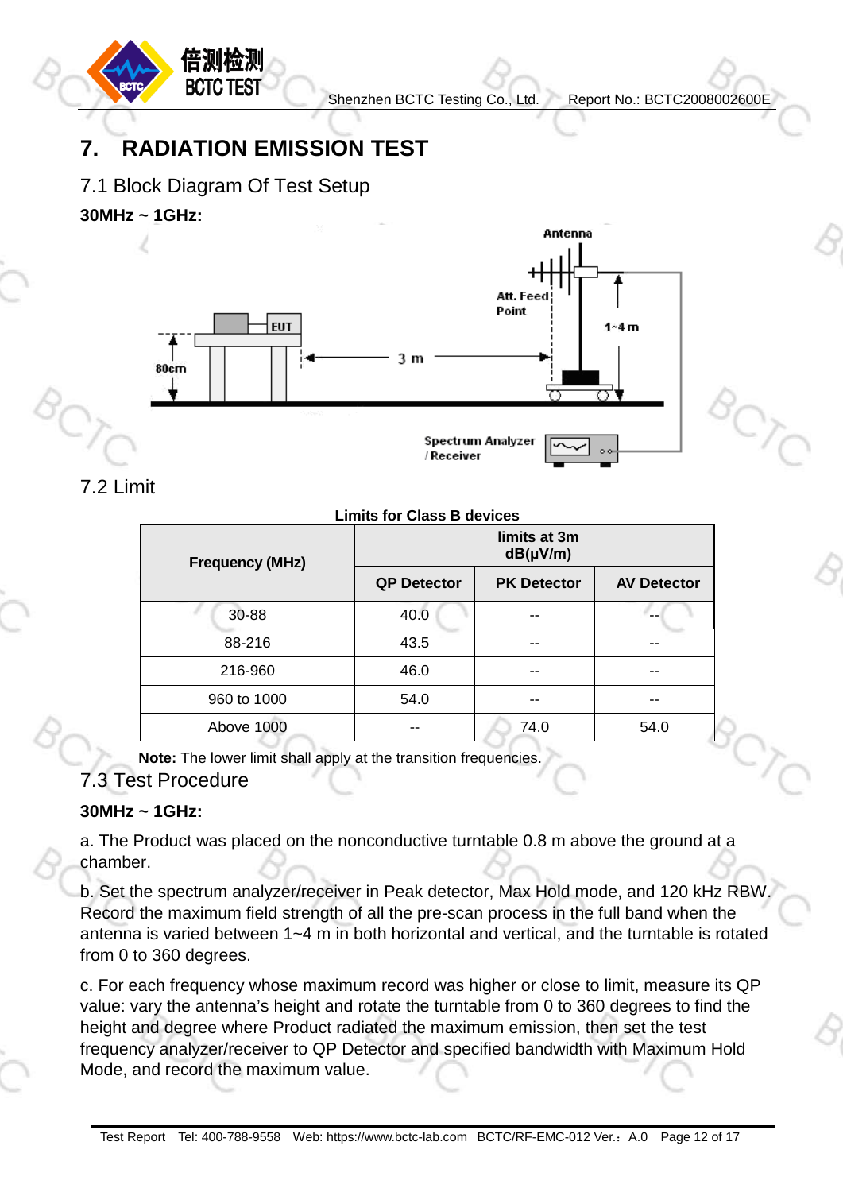# 7. RADIATION EMISSION TEST

## 7.1 Block Diagram Of Test Setup

**30MHz ~ 1GHz:**

## 7.2 Limit

**Limits for Class B devices**

| Frequency (MHz) | limits at 3m dB(μV/m) | | |
|---|---|---|---|
| | QP Detector | PK Detector | AV Detector |
| 30-88 | 40.0 | -- | -- |
| 88-216 | 43.5 | -- | -- |
| 216-960 | 46.0 | -- | -- |
| 960 to 1000 | 54.0 | -- | -- |
| Above 1000 | -- | 74.0 | 54.0 |

**Note:** The lower limit shall apply at the transition frequencies.

## 7.3 Test Procedure

**30MHz ~ 1GHz:**

a. The Product was placed on the nonconductive turntable 0.8 m above the ground at a chamber.

b. Set the spectrum analyzer/receiver in Peak detector, Max Hold mode, and 120 kHz RBW. Record the maximum field strength of all the pre-scan process in the full band when the antenna is varied between 1~4 m in both horizontal and vertical, and the turntable is rotated from 0 to 360 degrees.

c. For each frequency whose maximum record was higher or close to limit, measure its QP value: vary the antenna's height and rotate the turntable from 0 to 360 degrees to find the height and degree where Product radiated the maximum emission, then set the test frequency analyzer/receiver to QP Detector and specified bandwidth with Maximum Hold Mode, and record the maximum value.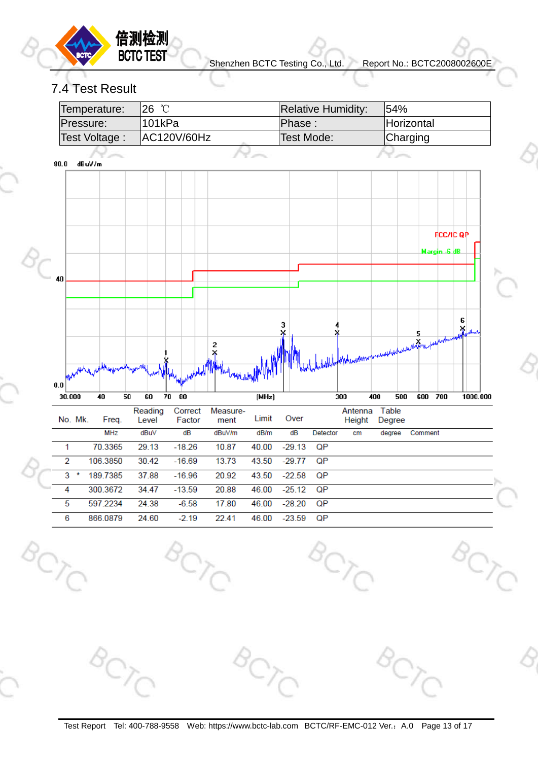## 7.4 Test Result

| Temperature: | 26 ℃ | Relative Humidity: | 54% |
|---|---|---|---|
| Pressure: | 101kPa | Phase : | Horizontal |
| Test Voltage : | AC120V/60Hz | Test Mode: | Charging |

80.0 dBuV/m

FCC/IC QP

Margin -6 dB

40

0.0

30.000 40 50 60 70 80 (MHz) 300 400 500 600 700 1000.000

| No. | Mk. | Freq. | Reading Level | Correct Factor | Measure-ment | Limit | Over | Detector | Antenna Height | Table Degree | Comment |
|---|---|---|---|---|---|---|---|---|---|---|---|
| | | MHz | dBuV | dB | dBuV/m | dB/m | dB | Detector | cm | degree | Comment |
| 1 | | 70.3365 | 29.13 | -18.26 | 10.87 | 40.00 | -29.13 | QP | | | |
| 2 | | 106.3850 | 30.42 | -16.69 | 13.73 | 43.50 | -29.77 | QP | | | |
| 3 | * | 189.7385 | 37.88 | -16.96 | 20.92 | 43.50 | -22.58 | QP | | | |
| 4 | | 300.3672 | 34.47 | -13.59 | 20.88 | 46.00 | -25.12 | QP | | | |
| 5 | | 597.2234 | 24.38 | -6.58 | 17.80 | 46.00 | -28.20 | QP | | | |
| 6 | | 866.0879 | 24.60 | -2.19 | 22.41 | 46.00 | -23.59 | QP | | | |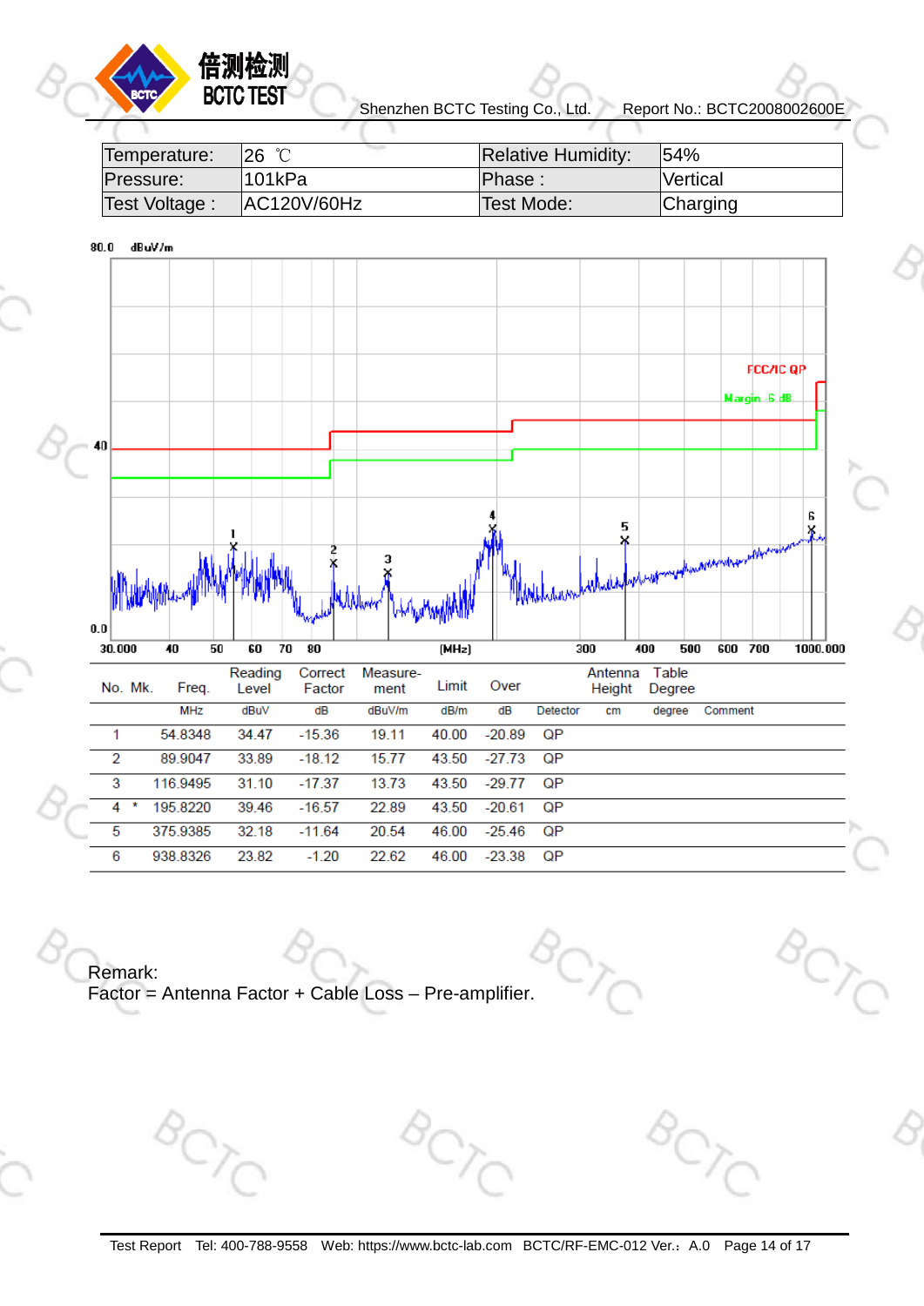| Temperature: | 26 ℃ | Relative Humidity: | 54% |
|---|---|---|---|
| Pressure: | 101kPa | Phase : | Vertical |
| Test Voltage : | AC120V/60Hz | Test Mode: | Charging |

| No. | Mk. | Freq. | Reading Level | Correct Factor | Measure-ment | Limit | Over | Detector | Antenna Height | Table Degree | Comment |
|---|---|---|---|---|---|---|---|---|---|---|---|
| | | MHz | dBuV | dB | dBuV/m | dB/m | dB | Detector | cm | degree | Comment |
| 1 | | 54.8348 | 34.47 | -15.36 | 19.11 | 40.00 | -20.89 | QP | | | |
| 2 | | 89.9047 | 33.89 | -18.12 | 15.77 | 43.50 | -27.73 | QP | | | |
| 3 | | 116.9495 | 31.10 | -17.37 | 13.73 | 43.50 | -29.77 | QP | | | |
| 4 | * | 195.8220 | 39.46 | -16.57 | 22.89 | 43.50 | -20.61 | QP | | | |
| 5 | | 375.9385 | 32.18 | -11.64 | 20.54 | 46.00 | -25.46 | QP | | | |
| 6 | | 938.8326 | 23.82 | -1.20 | 22.62 | 46.00 | -23.38 | QP | | | |

Remark:
Factor = Antenna Factor + Cable Loss – Pre-amplifier.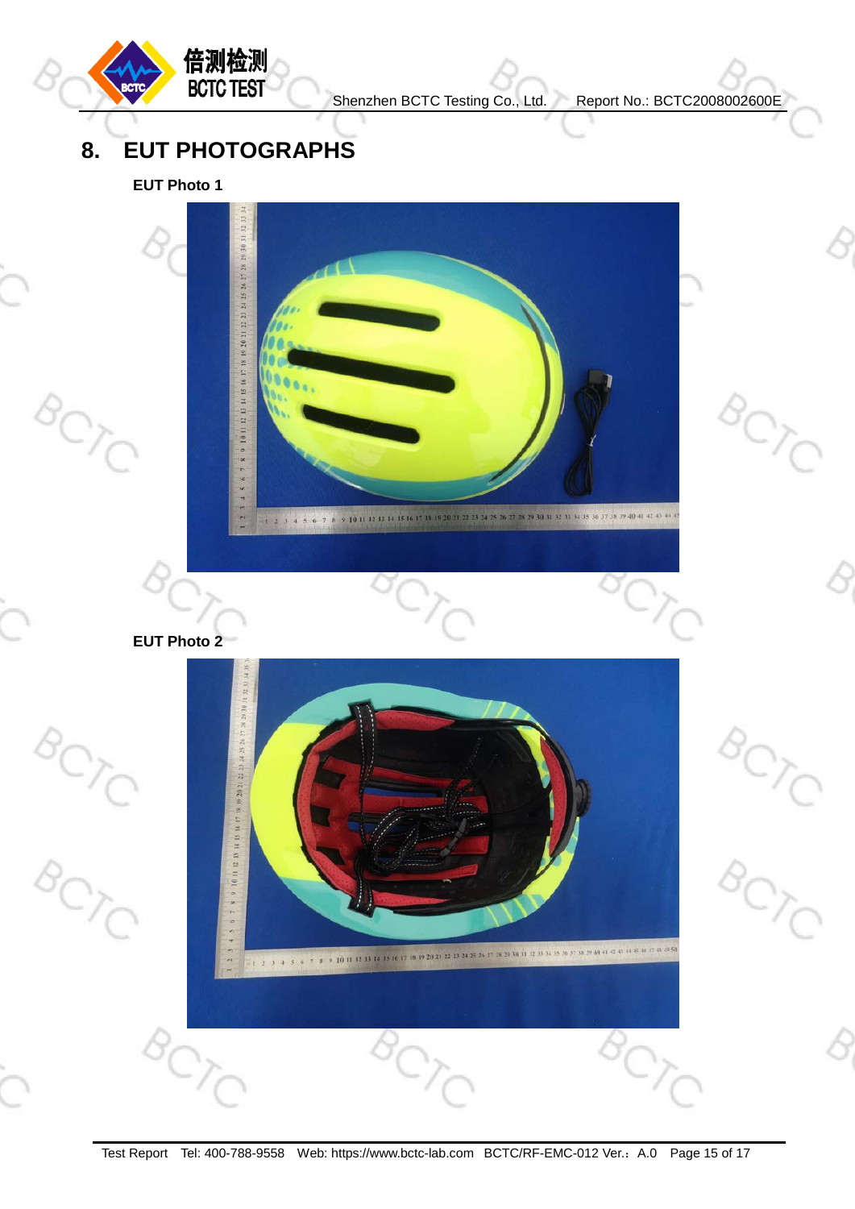## 8. EUT PHOTOGRAPHS

**EUT Photo 1**

**EUT Photo 2**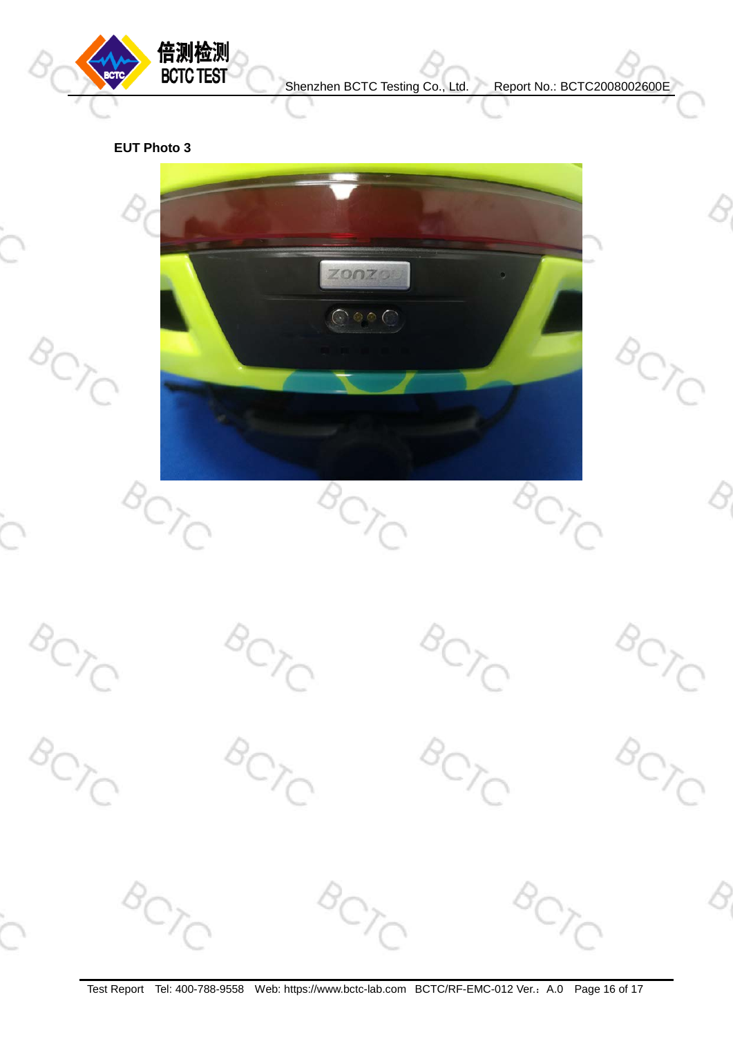**EUT Photo 3**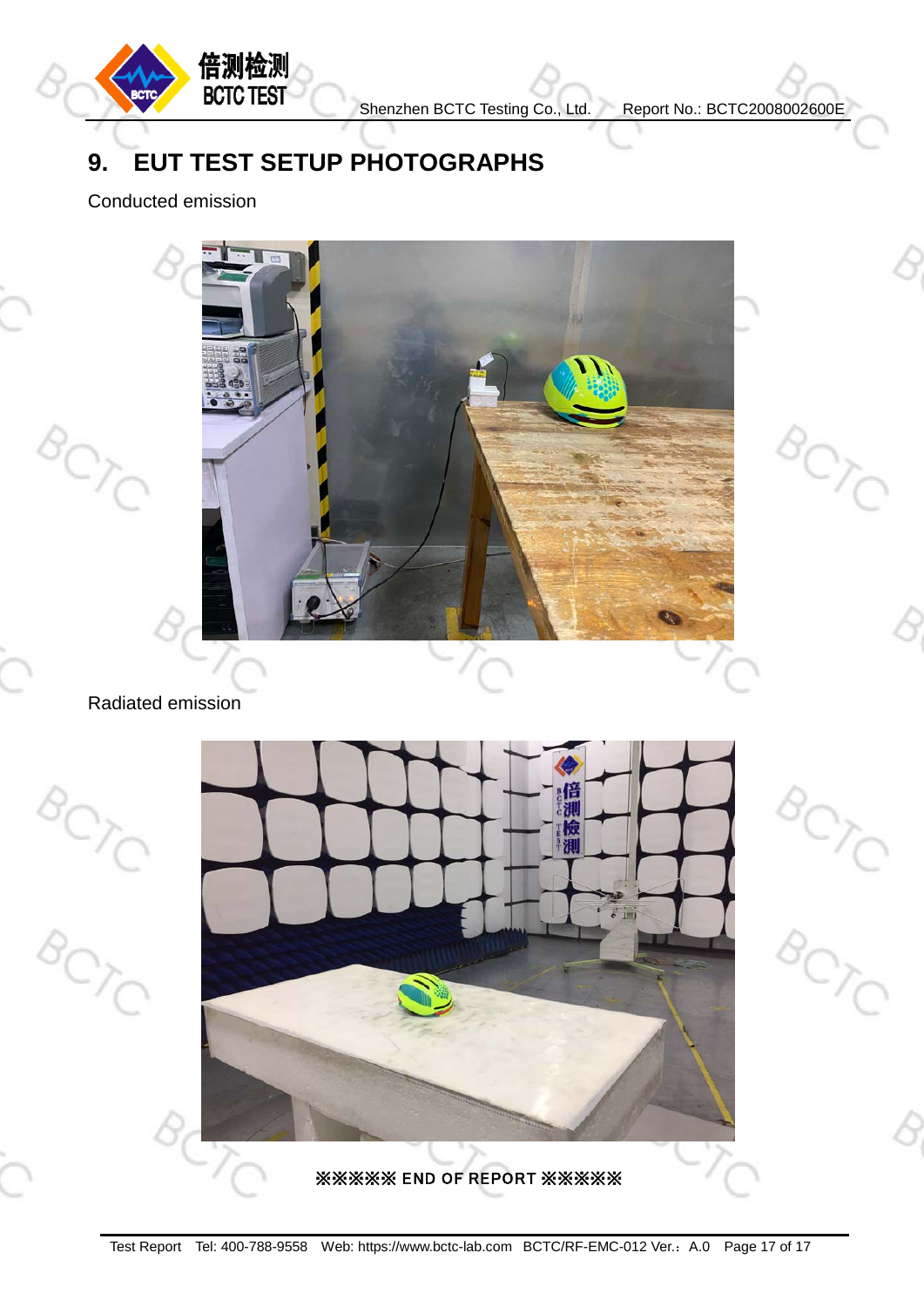# 9. EUT TEST SETUP PHOTOGRAPHS

Conducted emission

Radiated emission

※※※※※ END OF REPORT ※※※※※